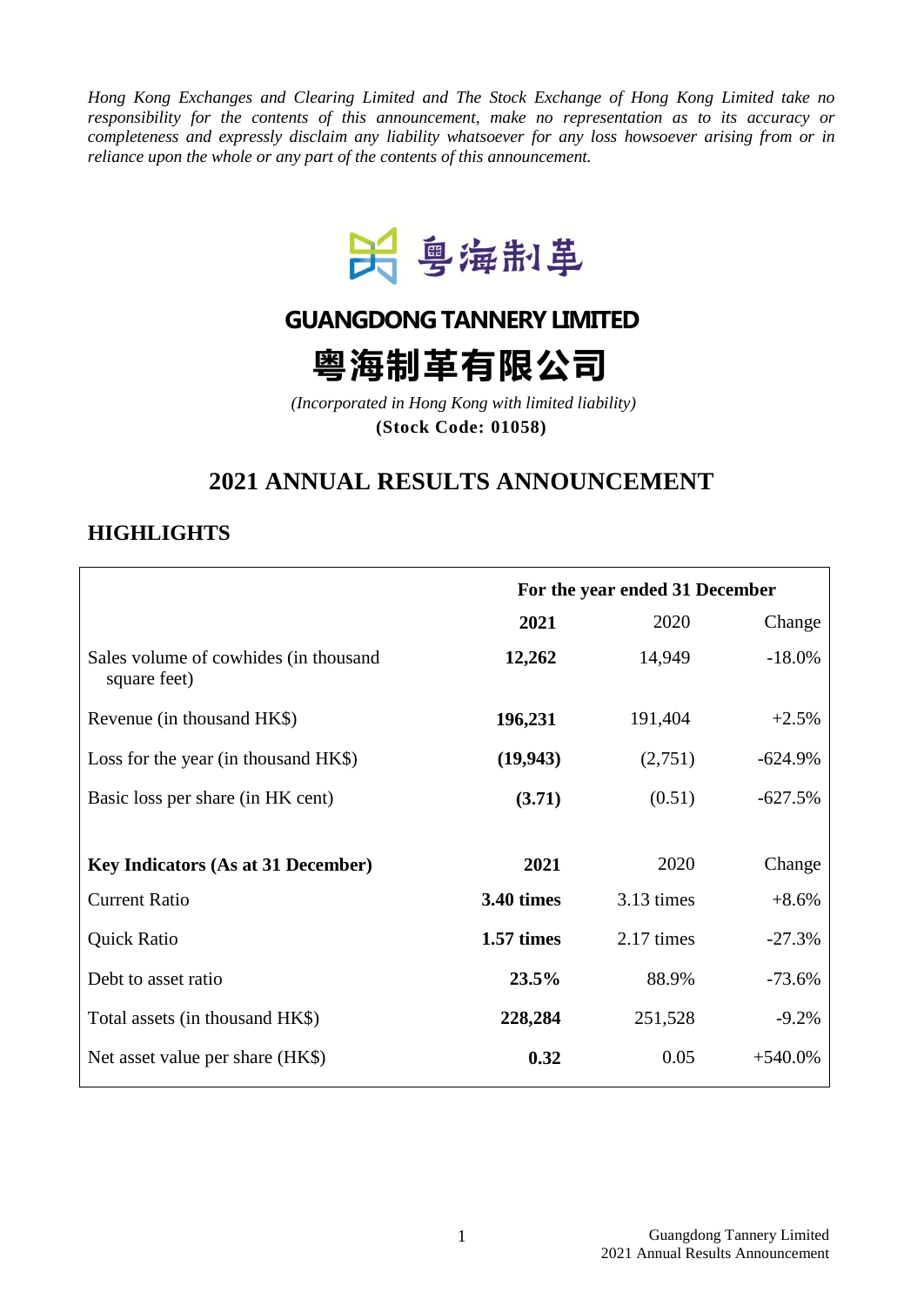*Hong Kong Exchanges and Clearing Limited and The Stock Exchange of Hong Kong Limited take no responsibility for the contents of this announcement, make no representation as to its accuracy or completeness and expressly disclaim any liability whatsoever for any loss howsoever arising from or in reliance upon the whole or any part of the contents of this announcement.*

粤海制革

# GUANGDONG TANNERY LIMITED

# 粵海制革有限公司

*(Incorporated in Hong Kong with limited liability)*

**(Stock Code: 01058)**

## 2021 ANNUAL RESULTS ANNOUNCEMENT

## HIGHLIGHTS

| | For the year ended 31 December | | |
|---|---|---|---|
| | **2021** | 2020 | Change |
| Sales volume of cowhides (in thousand square feet) | **12,262** | 14,949 | -18.0% |
| Revenue (in thousand HK$) | **196,231** | 191,404 | +2.5% |
| Loss for the year (in thousand HK$) | **(19,943)** | (2,751) | -624.9% |
| Basic loss per share (in HK cent) | **(3.71)** | (0.51) | -627.5% |
| **Key Indicators (As at 31 December)** | **2021** | 2020 | Change |
| Current Ratio | **3.40 times** | 3.13 times | +8.6% |
| Quick Ratio | **1.57 times** | 2.17 times | -27.3% |
| Debt to asset ratio | **23.5%** | 88.9% | -73.6% |
| Total assets (in thousand HK$) | **228,284** | 251,528 | -9.2% |
| Net asset value per share (HK$) | **0.32** | 0.05 | +540.0% |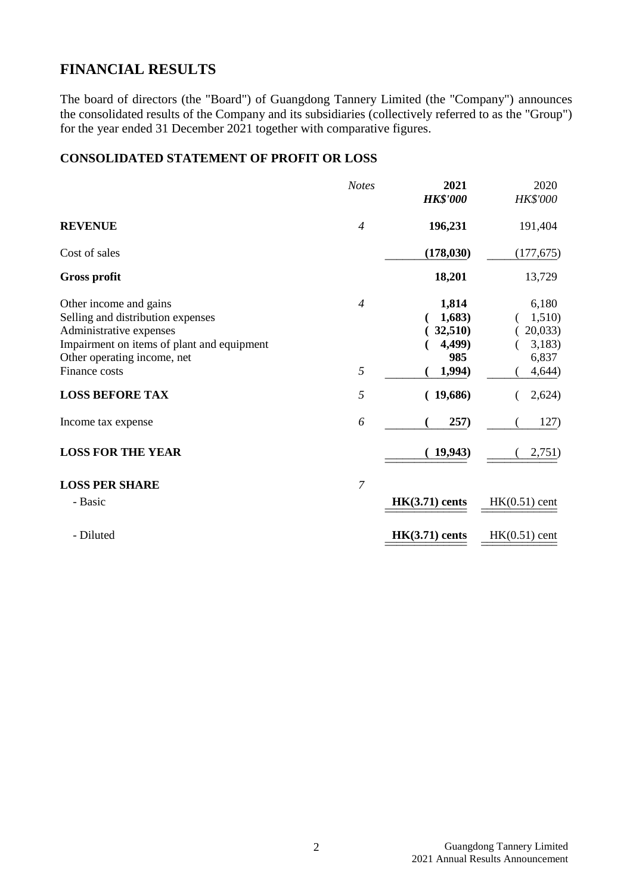# FINANCIAL RESULTS

The board of directors (the "Board") of Guangdong Tannery Limited (the "Company") announces the consolidated results of the Company and its subsidiaries (collectively referred to as the "Group") for the year ended 31 December 2021 together with comparative figures.

## CONSOLIDATED STATEMENT OF PROFIT OR LOSS

| | *Notes* | **2021** | 2020 |
|---|---|---|---|
| | | ***HK$'000*** | *HK$'000* |
| **REVENUE** | *4* | **196,231** | 191,404 |
| Cost of sales | | **(178,030)** | (177,675) |
| **Gross profit** | | **18,201** | 13,729 |
| Other income and gains | *4* | **1,814** | 6,180 |
| Selling and distribution expenses | | **( 1,683)** | ( 1,510) |
| Administrative expenses | | **( 32,510)** | ( 20,033) |
| Impairment on items of plant and equipment | | **( 4,499)** | ( 3,183) |
| Other operating income, net | | **985** | 6,837 |
| Finance costs | *5* | **( 1,994)** | ( 4,644) |
| **LOSS BEFORE TAX** | *5* | **( 19,686)** | ( 2,624) |
| Income tax expense | *6* | **( 257)** | ( 127) |
| **LOSS FOR THE YEAR** | | **( 19,943)** | ( 2,751) |
| **LOSS PER SHARE** | *7* | | |
| - Basic | | **HK(3.71) cents** | HK(0.51) cent |
| - Diluted | | **HK(3.71) cents** | HK(0.51) cent |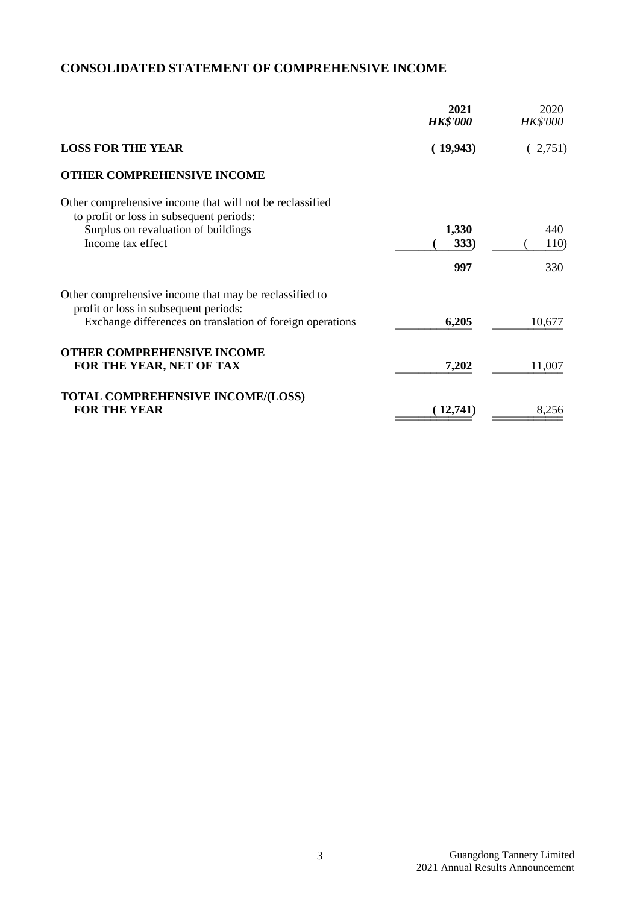## CONSOLIDATED STATEMENT OF COMPREHENSIVE INCOME

| | **2021** | 2020 |
|---|---|---|
| | ***HK$'000*** | *HK$'000* |
| **LOSS FOR THE YEAR** | **( 19,943)** | ( 2,751) |
| **OTHER COMPREHENSIVE INCOME** | | |
| Other comprehensive income that will not be reclassified to profit or loss in subsequent periods: | | |
| Surplus on revaluation of buildings | **1,330** | 440 |
| Income tax effect | **( 333)** | ( 110) |
| | **997** | 330 |
| Other comprehensive income that may be reclassified to profit or loss in subsequent periods: | | |
| Exchange differences on translation of foreign operations | **6,205** | 10,677 |
| **OTHER COMPREHENSIVE INCOME FOR THE YEAR, NET OF TAX** | **7,202** | 11,007 |
| **TOTAL COMPREHENSIVE INCOME/(LOSS) FOR THE YEAR** | **( 12,741)** | 8,256 |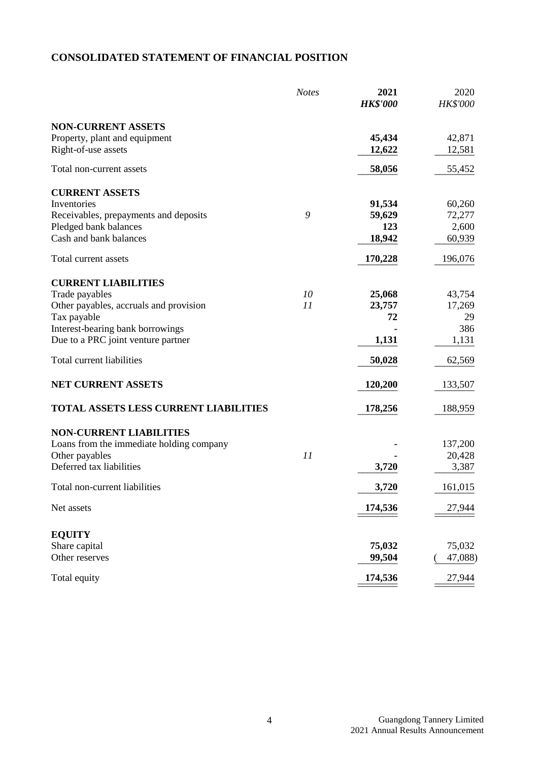## CONSOLIDATED STATEMENT OF FINANCIAL POSITION

| | *Notes* | **2021** | 2020 |
|---|---|---|---|
| | | ***HK$'000*** | *HK$'000* |
| **NON-CURRENT ASSETS** | | | |
| Property, plant and equipment | | **45,434** | 42,871 |
| Right-of-use assets | | **12,622** | 12,581 |
| Total non-current assets | | **58,056** | 55,452 |
| **CURRENT ASSETS** | | | |
| Inventories | | **91,534** | 60,260 |
| Receivables, prepayments and deposits | *9* | **59,629** | 72,277 |
| Pledged bank balances | | **123** | 2,600 |
| Cash and bank balances | | **18,942** | 60,939 |
| Total current assets | | **170,228** | 196,076 |
| **CURRENT LIABILITIES** | | | |
| Trade payables | *10* | **25,068** | 43,754 |
| Other payables, accruals and provision | *11* | **23,757** | 17,269 |
| Tax payable | | **72** | 29 |
| Interest-bearing bank borrowings | | **-** | 386 |
| Due to a PRC joint venture partner | | **1,131** | 1,131 |
| Total current liabilities | | **50,028** | 62,569 |
| **NET CURRENT ASSETS** | | **120,200** | 133,507 |
| **TOTAL ASSETS LESS CURRENT LIABILITIES** | | **178,256** | 188,959 |
| **NON-CURRENT LIABILITIES** | | | |
| Loans from the immediate holding company | | **-** | 137,200 |
| Other payables | *11* | **-** | 20,428 |
| Deferred tax liabilities | | **3,720** | 3,387 |
| Total non-current liabilities | | **3,720** | 161,015 |
| Net assets | | **174,536** | 27,944 |
| **EQUITY** | | | |
| Share capital | | **75,032** | 75,032 |
| Other reserves | | **99,504** | (47,088) |
| Total equity | | **174,536** | 27,944 |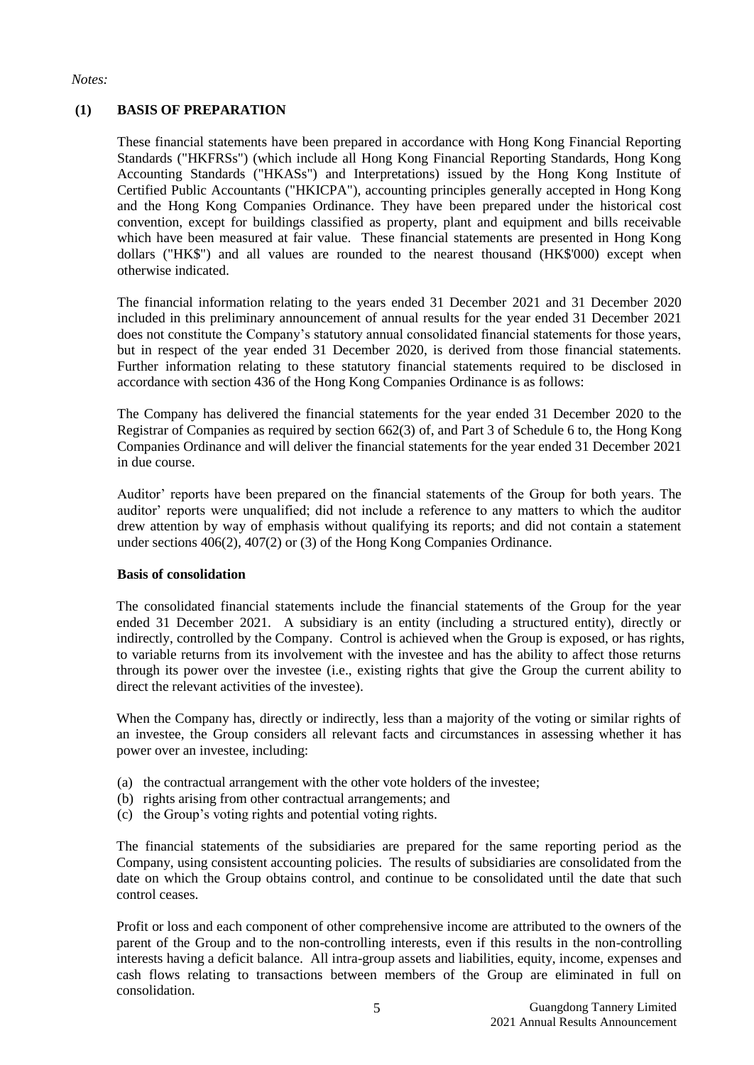*Notes:*

## (1) BASIS OF PREPARATION

These financial statements have been prepared in accordance with Hong Kong Financial Reporting Standards ("HKFRSs") (which include all Hong Kong Financial Reporting Standards, Hong Kong Accounting Standards ("HKASs") and Interpretations) issued by the Hong Kong Institute of Certified Public Accountants ("HKICPA"), accounting principles generally accepted in Hong Kong and the Hong Kong Companies Ordinance. They have been prepared under the historical cost convention, except for buildings classified as property, plant and equipment and bills receivable which have been measured at fair value. These financial statements are presented in Hong Kong dollars ("HK$") and all values are rounded to the nearest thousand (HK$'000) except when otherwise indicated.

The financial information relating to the years ended 31 December 2021 and 31 December 2020 included in this preliminary announcement of annual results for the year ended 31 December 2021 does not constitute the Company's statutory annual consolidated financial statements for those years, but in respect of the year ended 31 December 2020, is derived from those financial statements. Further information relating to these statutory financial statements required to be disclosed in accordance with section 436 of the Hong Kong Companies Ordinance is as follows:

The Company has delivered the financial statements for the year ended 31 December 2020 to the Registrar of Companies as required by section 662(3) of, and Part 3 of Schedule 6 to, the Hong Kong Companies Ordinance and will deliver the financial statements for the year ended 31 December 2021 in due course.

Auditor' reports have been prepared on the financial statements of the Group for both years. The auditor' reports were unqualified; did not include a reference to any matters to which the auditor drew attention by way of emphasis without qualifying its reports; and did not contain a statement under sections 406(2), 407(2) or (3) of the Hong Kong Companies Ordinance.

**Basis of consolidation**

The consolidated financial statements include the financial statements of the Group for the year ended 31 December 2021. A subsidiary is an entity (including a structured entity), directly or indirectly, controlled by the Company. Control is achieved when the Group is exposed, or has rights, to variable returns from its involvement with the investee and has the ability to affect those returns through its power over the investee (i.e., existing rights that give the Group the current ability to direct the relevant activities of the investee).

When the Company has, directly or indirectly, less than a majority of the voting or similar rights of an investee, the Group considers all relevant facts and circumstances in assessing whether it has power over an investee, including:

(a) the contractual arrangement with the other vote holders of the investee;
(b) rights arising from other contractual arrangements; and
(c) the Group's voting rights and potential voting rights.

The financial statements of the subsidiaries are prepared for the same reporting period as the Company, using consistent accounting policies. The results of subsidiaries are consolidated from the date on which the Group obtains control, and continue to be consolidated until the date that such control ceases.

Profit or loss and each component of other comprehensive income are attributed to the owners of the parent of the Group and to the non-controlling interests, even if this results in the non-controlling interests having a deficit balance. All intra-group assets and liabilities, equity, income, expenses and cash flows relating to transactions between members of the Group are eliminated in full on consolidation.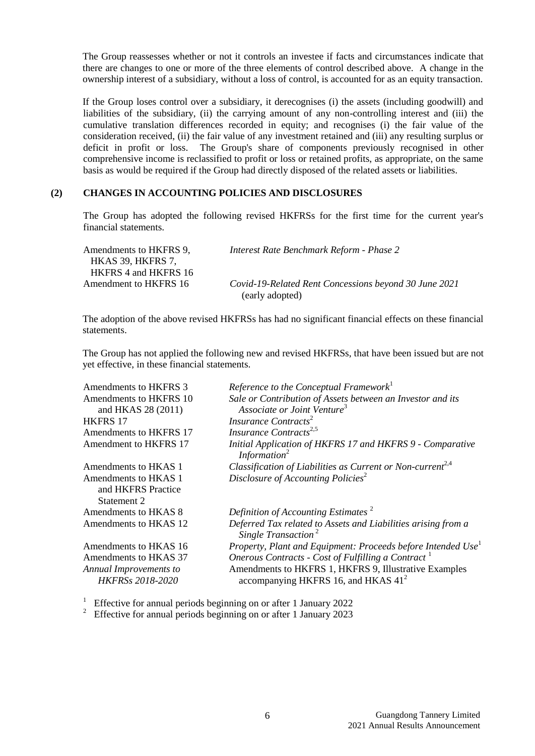The Group reassesses whether or not it controls an investee if facts and circumstances indicate that there are changes to one or more of the three elements of control described above. A change in the ownership interest of a subsidiary, without a loss of control, is accounted for as an equity transaction.

If the Group loses control over a subsidiary, it derecognises (i) the assets (including goodwill) and liabilities of the subsidiary, (ii) the carrying amount of any non-controlling interest and (iii) the cumulative translation differences recorded in equity; and recognises (i) the fair value of the consideration received, (ii) the fair value of any investment retained and (iii) any resulting surplus or deficit in profit or loss. The Group's share of components previously recognised in other comprehensive income is reclassified to profit or loss or retained profits, as appropriate, on the same basis as would be required if the Group had directly disposed of the related assets or liabilities.

## (2) CHANGES IN ACCOUNTING POLICIES AND DISCLOSURES

The Group has adopted the following revised HKFRSs for the first time for the current year's financial statements.

| | |
|---|---|
| Amendments to HKFRS 9, HKAS 39, HKFRS 7, HKFRS 4 and HKFRS 16 | *Interest Rate Benchmark Reform - Phase 2* |
| Amendment to HKFRS 16 | *Covid-19-Related Rent Concessions beyond 30 June 2021* (early adopted) |

The adoption of the above revised HKFRSs has had no significant financial effects on these financial statements.

The Group has not applied the following new and revised HKFRSs, that have been issued but are not yet effective, in these financial statements.

| | |
|---|---|
| Amendments to HKFRS 3 | *Reference to the Conceptual Framework*[1] |
| Amendments to HKFRS 10 and HKAS 28 (2011) | *Sale or Contribution of Assets between an Investor and its Associate or Joint Venture*[3] |
| HKFRS 17 | *Insurance Contracts*[2] |
| Amendments to HKFRS 17 | *Insurance Contracts*[2,5] |
| Amendment to HKFRS 17 | *Initial Application of HKFRS 17 and HKFRS 9 - Comparative Information*[2] |
| Amendments to HKAS 1 | *Classification of Liabilities as Current or Non-current*[2,4] |
| Amendments to HKAS 1 and HKFRS Practice Statement 2 | *Disclosure of Accounting Policies*[2] |
| Amendments to HKAS 8 | *Definition of Accounting Estimates* [2] |
| Amendments to HKAS 12 | *Deferred Tax related to Assets and Liabilities arising from a Single Transaction* [2] |
| Amendments to HKAS 16 | *Property, Plant and Equipment: Proceeds before Intended Use*[1] |
| Amendments to HKAS 37 | *Onerous Contracts - Cost of Fulfilling a Contract* [1] |
| *Annual Improvements to HKFRSs 2018-2020* | Amendments to HKFRS 1, HKFRS 9, Illustrative Examples accompanying HKFRS 16, and HKAS 41[2] |

[1] Effective for annual periods beginning on or after 1 January 2022

[2] Effective for annual periods beginning on or after 1 January 2023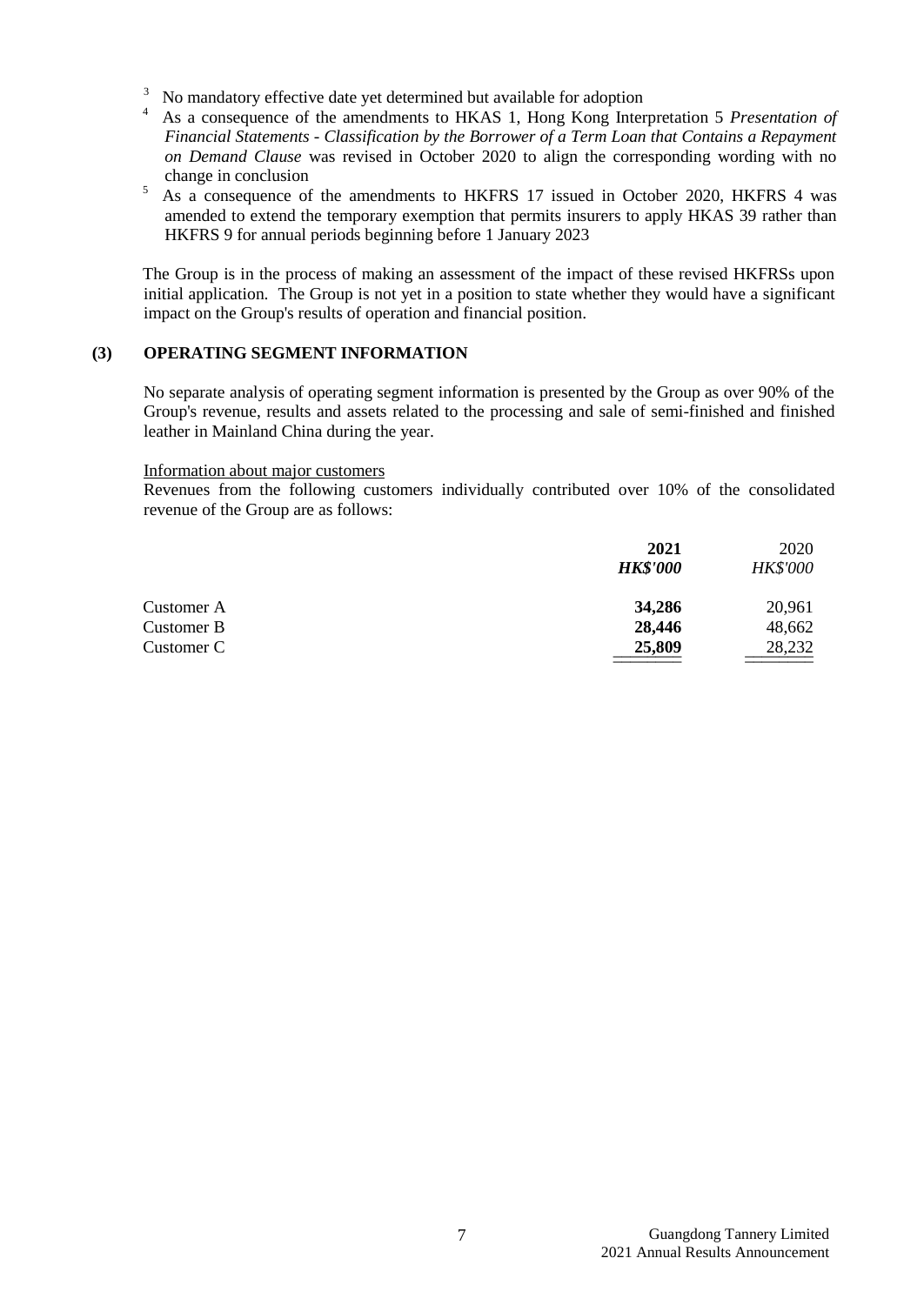[3] No mandatory effective date yet determined but available for adoption

[4] As a consequence of the amendments to HKAS 1, Hong Kong Interpretation 5 *Presentation of Financial Statements - Classification by the Borrower of a Term Loan that Contains a Repayment on Demand Clause* was revised in October 2020 to align the corresponding wording with no change in conclusion

[5] As a consequence of the amendments to HKFRS 17 issued in October 2020, HKFRS 4 was amended to extend the temporary exemption that permits insurers to apply HKAS 39 rather than HKFRS 9 for annual periods beginning before 1 January 2023

The Group is in the process of making an assessment of the impact of these revised HKFRSs upon initial application. The Group is not yet in a position to state whether they would have a significant impact on the Group's results of operation and financial position.

## (3) OPERATING SEGMENT INFORMATION

No separate analysis of operating segment information is presented by the Group as over 90% of the Group's revenue, results and assets related to the processing and sale of semi-finished and finished leather in Mainland China during the year.

Information about major customers

Revenues from the following customers individually contributed over 10% of the consolidated revenue of the Group are as follows:

| | **2021** | 2020 |
|---|---|---|
| | ***HK$'000*** | *HK$'000* |
| Customer A | **34,286** | 20,961 |
| Customer B | **28,446** | 48,662 |
| Customer C | **25,809** | 28,232 |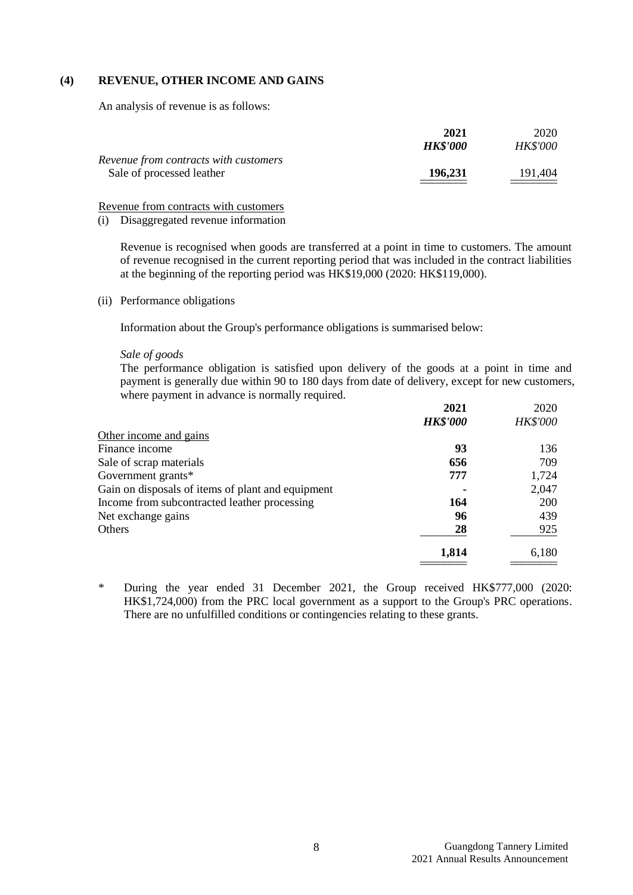## (4) REVENUE, OTHER INCOME AND GAINS

An analysis of revenue is as follows:

| | **2021** | 2020 |
|---|---|---|
| | ***HK$'000*** | *HK$'000* |
| *Revenue from contracts with customers* | | |
| Sale of processed leather | **196,231** | 191,404 |

Revenue from contracts with customers

(i) Disaggregated revenue information

Revenue is recognised when goods are transferred at a point in time to customers. The amount of revenue recognised in the current reporting period that was included in the contract liabilities at the beginning of the reporting period was HK$19,000 (2020: HK$119,000).

(ii) Performance obligations

Information about the Group's performance obligations is summarised below:

*Sale of goods*

The performance obligation is satisfied upon delivery of the goods at a point in time and payment is generally due within 90 to 180 days from date of delivery, except for new customers, where payment in advance is normally required.

| | **2021** | 2020 |
|---|---|---|
| | ***HK$'000*** | *HK$'000* |
| Other income and gains | | |
| Finance income | **93** | 136 |
| Sale of scrap materials | **656** | 709 |
| Government grants* | **777** | 1,724 |
| Gain on disposals of items of plant and equipment | **-** | 2,047 |
| Income from subcontracted leather processing | **164** | 200 |
| Net exchange gains | **96** | 439 |
| Others | **28** | 925 |
| | **1,814** | 6,180 |

\* During the year ended 31 December 2021, the Group received HK$777,000 (2020: HK$1,724,000) from the PRC local government as a support to the Group's PRC operations. There are no unfulfilled conditions or contingencies relating to these grants.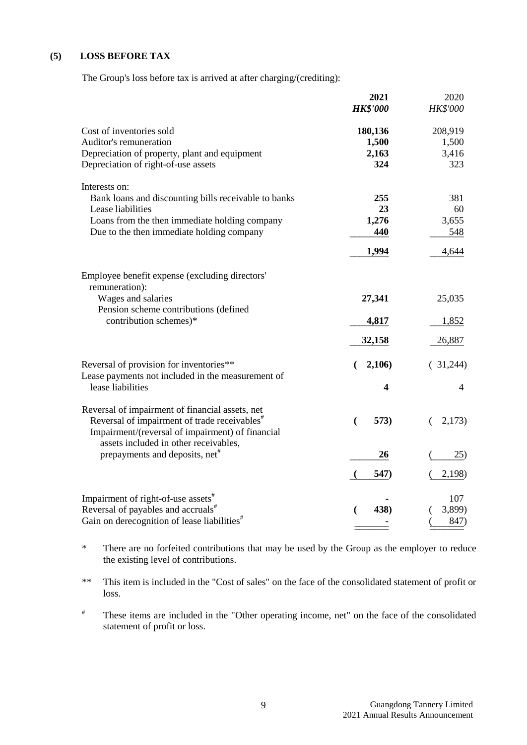### (5) LOSS BEFORE TAX

The Group's loss before tax is arrived at after charging/(crediting):

| | **2021** | 2020 |
|---|---|---|
| | ***HK$'000*** | *HK$'000* |
| Cost of inventories sold | **180,136** | 208,919 |
| Auditor's remuneration | **1,500** | 1,500 |
| Depreciation of property, plant and equipment | **2,163** | 3,416 |
| Depreciation of right-of-use assets | **324** | 323 |
| Interests on: | | |
| Bank loans and discounting bills receivable to banks | **255** | 381 |
| Lease liabilities | **23** | 60 |
| Loans from the then immediate holding company | **1,276** | 3,655 |
| Due to the then immediate holding company | **440** | 548 |
| | **1,994** | 4,644 |
| Employee benefit expense (excluding directors' remuneration): | | |
| Wages and salaries | **27,341** | 25,035 |
| Pension scheme contributions (defined contribution schemes)* | **4,817** | 1,852 |
| | **32,158** | 26,887 |
| Reversal of provision for inventories** | **(2,106)** | (31,244) |
| Lease payments not included in the measurement of lease liabilities | **4** | 4 |
| Reversal of impairment of financial assets, net | | |
| Reversal of impairment of trade receivables# | **(573)** | (2,173) |
| Impairment/(reversal of impairment) of financial assets included in other receivables, prepayments and deposits, net# | **26** | (25) |
| | **(547)** | (2,198) |
| Impairment of right-of-use assets# | **-** | 107 |
| Reversal of payables and accruals# | **(438)** | (3,899) |
| Gain on derecognition of lease liabilities# | **-** | (847) |

\* There are no forfeited contributions that may be used by the Group as the employer to reduce the existing level of contributions.

\** This item is included in the "Cost of sales" on the face of the consolidated statement of profit or loss.

\# These items are included in the "Other operating income, net" on the face of the consolidated statement of profit or loss.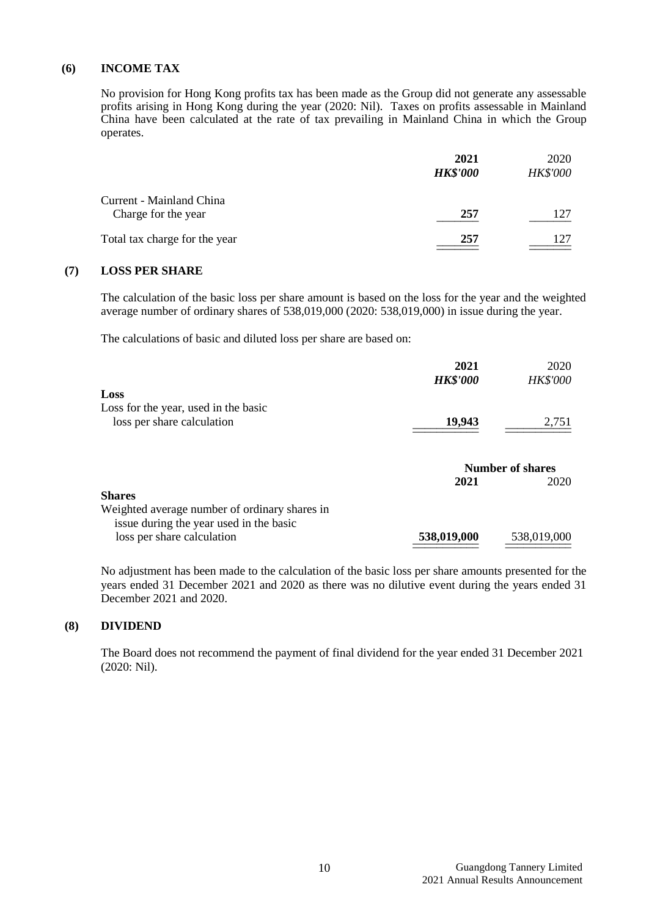## (6) INCOME TAX

No provision for Hong Kong profits tax has been made as the Group did not generate any assessable profits arising in Hong Kong during the year (2020: Nil). Taxes on profits assessable in Mainland China have been calculated at the rate of tax prevailing in Mainland China in which the Group operates.

| | **2021** | 2020 |
|---|---|---|
| | ***HK$'000*** | *HK$'000* |
| Current - Mainland China | | |
| Charge for the year | **257** | 127 |
| Total tax charge for the year | **257** | 127 |

## (7) LOSS PER SHARE

The calculation of the basic loss per share amount is based on the loss for the year and the weighted average number of ordinary shares of 538,019,000 (2020: 538,019,000) in issue during the year.

The calculations of basic and diluted loss per share are based on:

| | **2021** | 2020 |
|---|---|---|
| | ***HK$'000*** | *HK$'000* |
| **Loss** | | |
| Loss for the year, used in the basic loss per share calculation | **19,943** | 2,751 |

| | **Number of shares** | |
|---|---|---|
| | **2021** | 2020 |
| **Shares** | | |
| Weighted average number of ordinary shares in issue during the year used in the basic loss per share calculation | **538,019,000** | 538,019,000 |

No adjustment has been made to the calculation of the basic loss per share amounts presented for the years ended 31 December 2021 and 2020 as there was no dilutive event during the years ended 31 December 2021 and 2020.

## (8) DIVIDEND

The Board does not recommend the payment of final dividend for the year ended 31 December 2021 (2020: Nil).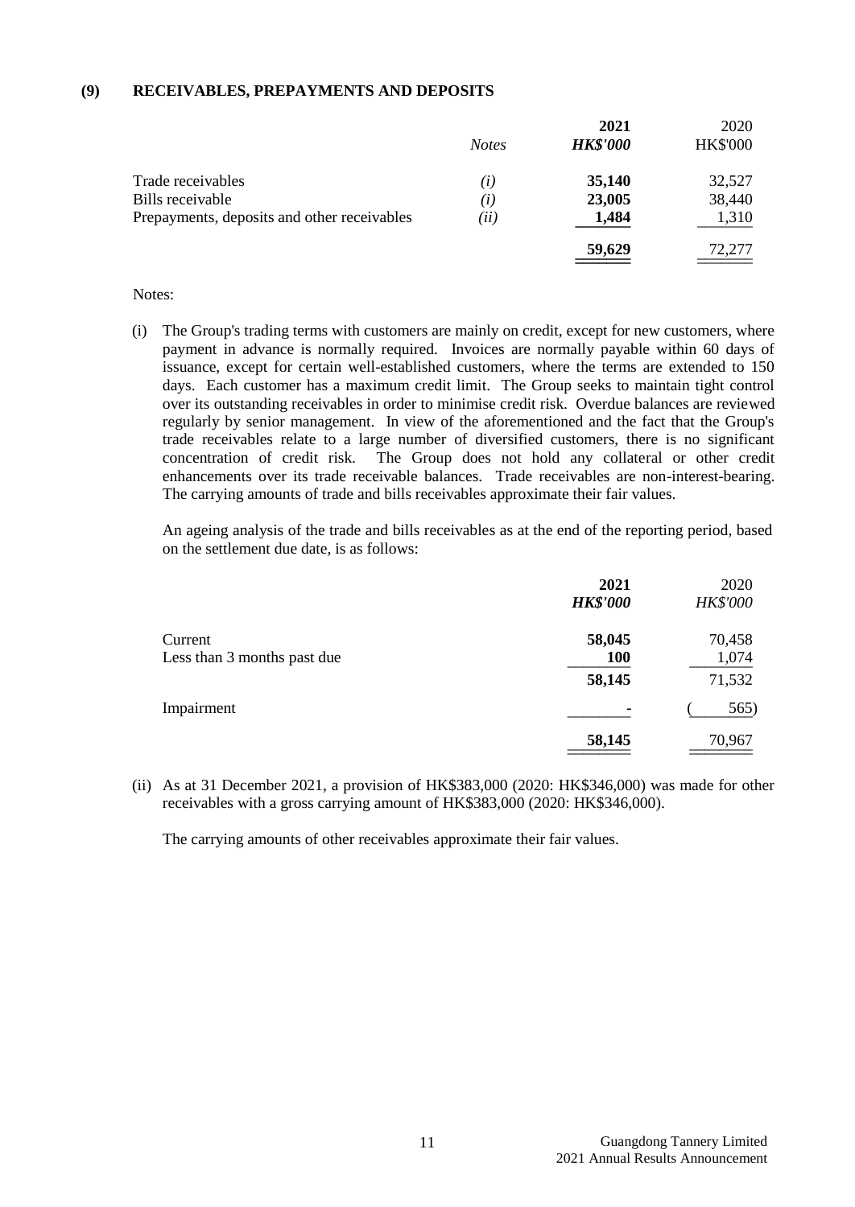### (9) RECEIVABLES, PREPAYMENTS AND DEPOSITS

| | *Notes* | **2021** ***HK$'000*** | 2020 HK$'000 |
|---|---|---|---|
| Trade receivables | *(i)* | **35,140** | 32,527 |
| Bills receivable | *(i)* | **23,005** | 38,440 |
| Prepayments, deposits and other receivables | *(ii)* | **1,484** | 1,310 |
| | | **59,629** | 72,277 |

Notes:

(i) The Group's trading terms with customers are mainly on credit, except for new customers, where payment in advance is normally required. Invoices are normally payable within 60 days of issuance, except for certain well-established customers, where the terms are extended to 150 days. Each customer has a maximum credit limit. The Group seeks to maintain tight control over its outstanding receivables in order to minimise credit risk. Overdue balances are reviewed regularly by senior management. In view of the aforementioned and the fact that the Group's trade receivables relate to a large number of diversified customers, there is no significant concentration of credit risk. The Group does not hold any collateral or other credit enhancements over its trade receivable balances. Trade receivables are non-interest-bearing. The carrying amounts of trade and bills receivables approximate their fair values.

An ageing analysis of the trade and bills receivables as at the end of the reporting period, based on the settlement due date, is as follows:

| | **2021** ***HK$'000*** | 2020 *HK$'000* |
|---|---|---|
| Current | **58,045** | 70,458 |
| Less than 3 months past due | **100** | 1,074 |
| | **58,145** | 71,532 |
| Impairment | **-** | (565) |
| | **58,145** | 70,967 |

(ii) As at 31 December 2021, a provision of HK$383,000 (2020: HK$346,000) was made for other receivables with a gross carrying amount of HK$383,000 (2020: HK$346,000).

The carrying amounts of other receivables approximate their fair values.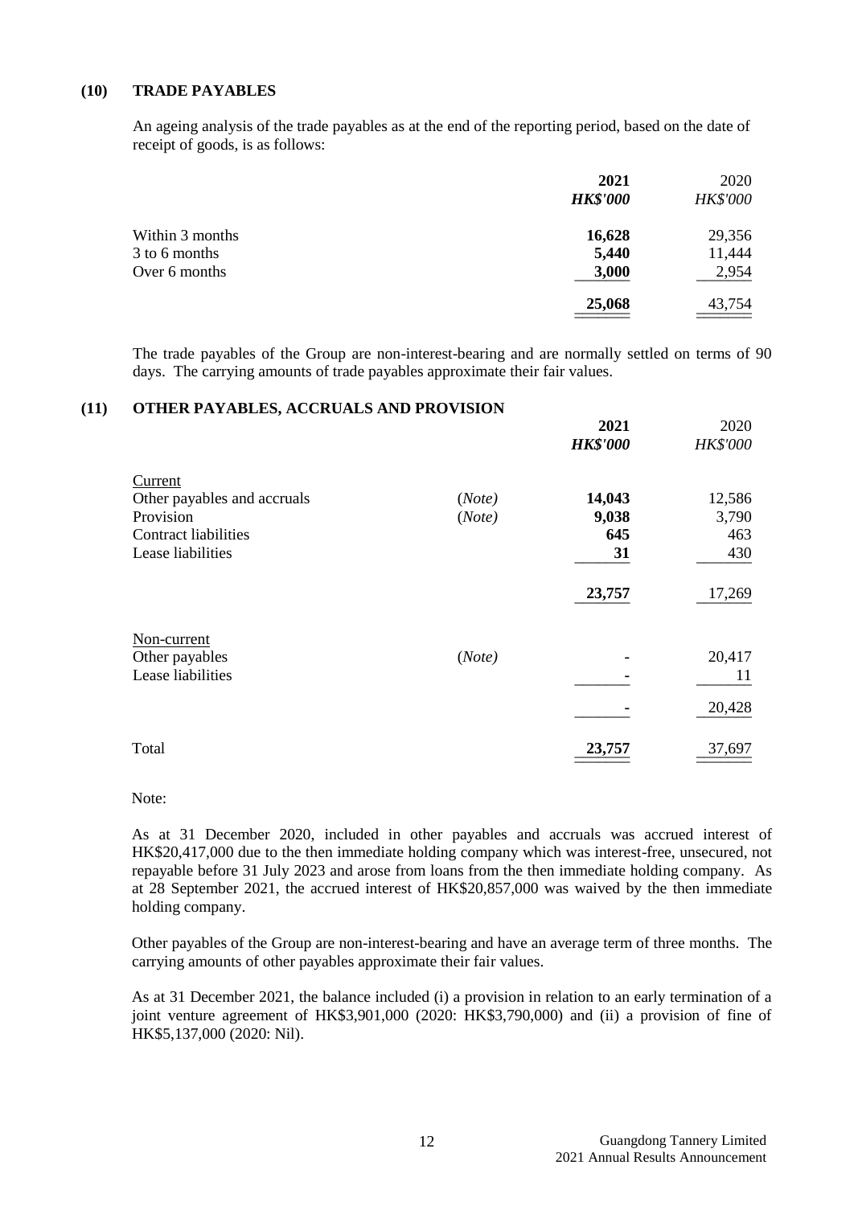## (10) TRADE PAYABLES

An ageing analysis of the trade payables as at the end of the reporting period, based on the date of receipt of goods, is as follows:

| | **2021** | 2020 |
|---|---|---|
| | ***HK$'000*** | *HK$'000* |
| Within 3 months | **16,628** | 29,356 |
| 3 to 6 months | **5,440** | 11,444 |
| Over 6 months | **3,000** | 2,954 |
| | **25,068** | 43,754 |

The trade payables of the Group are non-interest-bearing and are normally settled on terms of 90 days. The carrying amounts of trade payables approximate their fair values.

## (11) OTHER PAYABLES, ACCRUALS AND PROVISION

| | | **2021** | 2020 |
|---|---|---|---|
| | | ***HK$'000*** | *HK$'000* |
| Current | | | |
| Other payables and accruals | (*Note*) | **14,043** | 12,586 |
| Provision | (*Note*) | **9,038** | 3,790 |
| Contract liabilities | | **645** | 463 |
| Lease liabilities | | **31** | 430 |
| | | **23,757** | 17,269 |
| Non-current | | | |
| Other payables | (*Note*) | **-** | 20,417 |
| Lease liabilities | | **-** | 11 |
| | | **-** | 20,428 |
| Total | | **23,757** | 37,697 |

Note:

As at 31 December 2020, included in other payables and accruals was accrued interest of HK$20,417,000 due to the then immediate holding company which was interest-free, unsecured, not repayable before 31 July 2023 and arose from loans from the then immediate holding company. As at 28 September 2021, the accrued interest of HK$20,857,000 was waived by the then immediate holding company.

Other payables of the Group are non-interest-bearing and have an average term of three months. The carrying amounts of other payables approximate their fair values.

As at 31 December 2021, the balance included (i) a provision in relation to an early termination of a joint venture agreement of HK$3,901,000 (2020: HK$3,790,000) and (ii) a provision of fine of HK$5,137,000 (2020: Nil).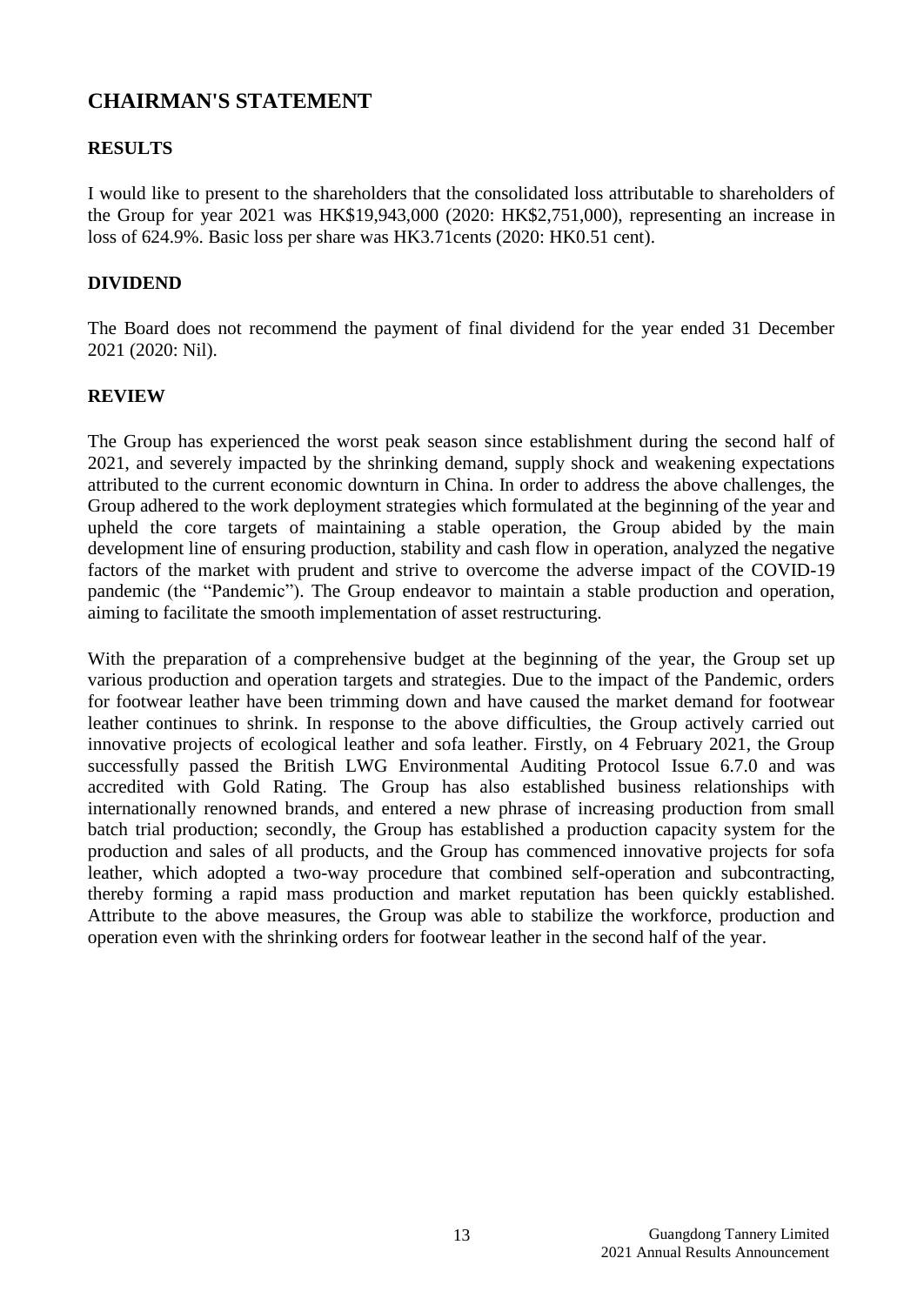# CHAIRMAN'S STATEMENT

## RESULTS

I would like to present to the shareholders that the consolidated loss attributable to shareholders of the Group for year 2021 was HK$19,943,000 (2020: HK$2,751,000), representing an increase in loss of 624.9%. Basic loss per share was HK3.71cents (2020: HK0.51 cent).

## DIVIDEND

The Board does not recommend the payment of final dividend for the year ended 31 December 2021 (2020: Nil).

## REVIEW

The Group has experienced the worst peak season since establishment during the second half of 2021, and severely impacted by the shrinking demand, supply shock and weakening expectations attributed to the current economic downturn in China. In order to address the above challenges, the Group adhered to the work deployment strategies which formulated at the beginning of the year and upheld the core targets of maintaining a stable operation, the Group abided by the main development line of ensuring production, stability and cash flow in operation, analyzed the negative factors of the market with prudent and strive to overcome the adverse impact of the COVID-19 pandemic (the "Pandemic"). The Group endeavor to maintain a stable production and operation, aiming to facilitate the smooth implementation of asset restructuring.

With the preparation of a comprehensive budget at the beginning of the year, the Group set up various production and operation targets and strategies. Due to the impact of the Pandemic, orders for footwear leather have been trimming down and have caused the market demand for footwear leather continues to shrink. In response to the above difficulties, the Group actively carried out innovative projects of ecological leather and sofa leather. Firstly, on 4 February 2021, the Group successfully passed the British LWG Environmental Auditing Protocol Issue 6.7.0 and was accredited with Gold Rating. The Group has also established business relationships with internationally renowned brands, and entered a new phrase of increasing production from small batch trial production; secondly, the Group has established a production capacity system for the production and sales of all products, and the Group has commenced innovative projects for sofa leather, which adopted a two-way procedure that combined self-operation and subcontracting, thereby forming a rapid mass production and market reputation has been quickly established. Attribute to the above measures, the Group was able to stabilize the workforce, production and operation even with the shrinking orders for footwear leather in the second half of the year.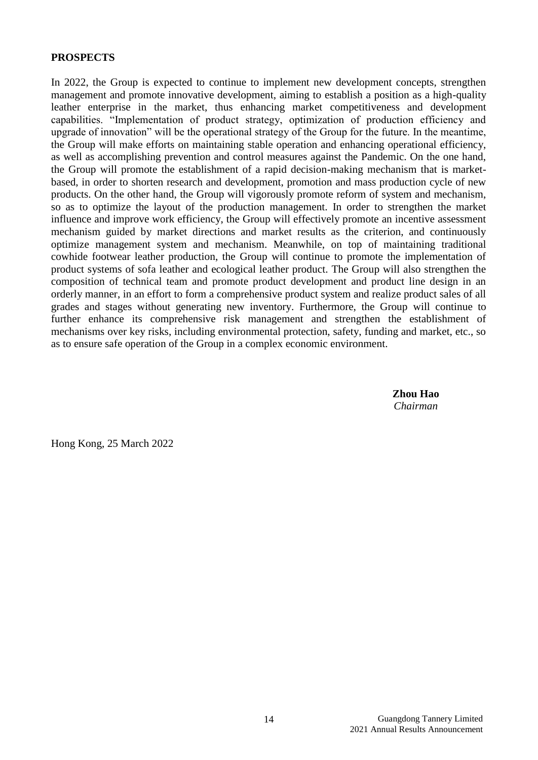## PROSPECTS

In 2022, the Group is expected to continue to implement new development concepts, strengthen management and promote innovative development, aiming to establish a position as a high-quality leather enterprise in the market, thus enhancing market competitiveness and development capabilities. "Implementation of product strategy, optimization of production efficiency and upgrade of innovation" will be the operational strategy of the Group for the future. In the meantime, the Group will make efforts on maintaining stable operation and enhancing operational efficiency, as well as accomplishing prevention and control measures against the Pandemic. On the one hand, the Group will promote the establishment of a rapid decision-making mechanism that is market-based, in order to shorten research and development, promotion and mass production cycle of new products. On the other hand, the Group will vigorously promote reform of system and mechanism, so as to optimize the layout of the production management. In order to strengthen the market influence and improve work efficiency, the Group will effectively promote an incentive assessment mechanism guided by market directions and market results as the criterion, and continuously optimize management system and mechanism. Meanwhile, on top of maintaining traditional cowhide footwear leather production, the Group will continue to promote the implementation of product systems of sofa leather and ecological leather product. The Group will also strengthen the composition of technical team and promote product development and product line design in an orderly manner, in an effort to form a comprehensive product system and realize product sales of all grades and stages without generating new inventory. Furthermore, the Group will continue to further enhance its comprehensive risk management and strengthen the establishment of mechanisms over key risks, including environmental protection, safety, funding and market, etc., so as to ensure safe operation of the Group in a complex economic environment.

**Zhou Hao**
*Chairman*

Hong Kong, 25 March 2022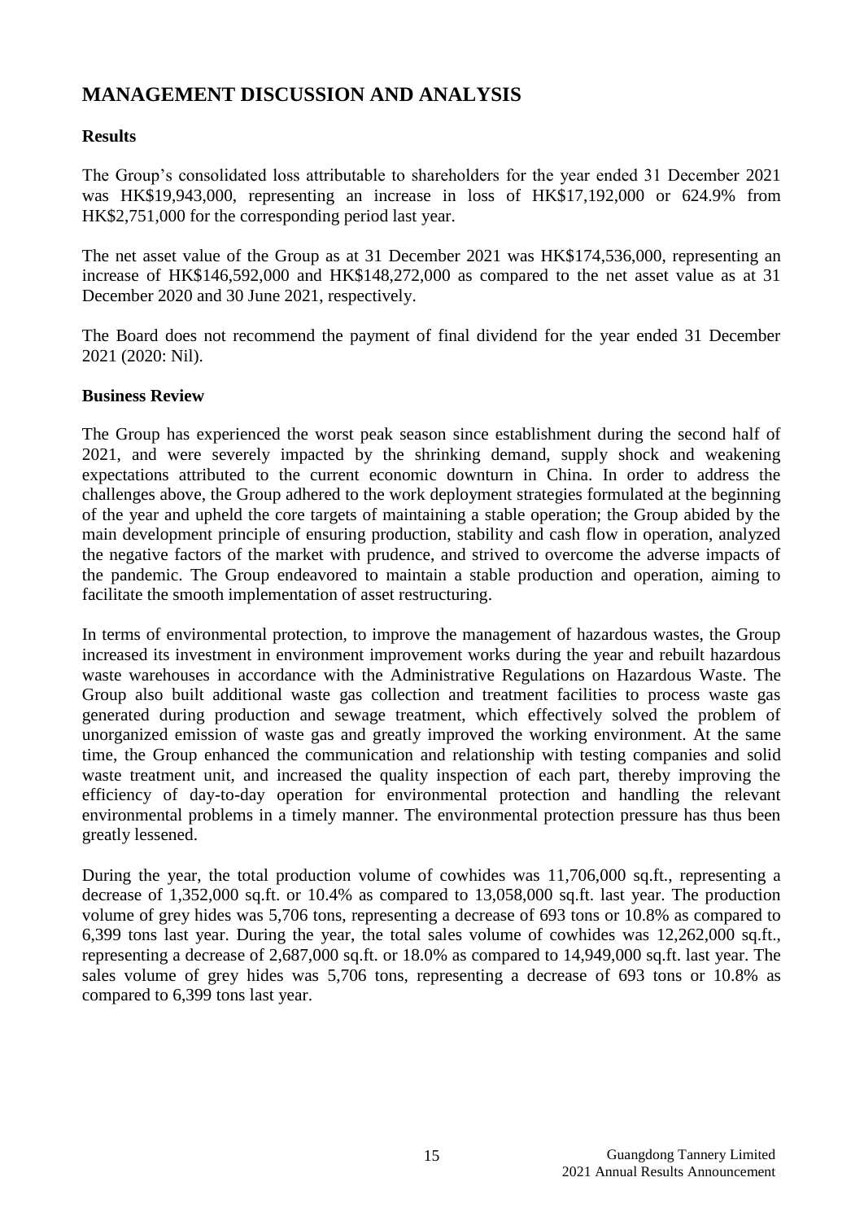# MANAGEMENT DISCUSSION AND ANALYSIS

### Results

The Group's consolidated loss attributable to shareholders for the year ended 31 December 2021 was HK$19,943,000, representing an increase in loss of HK$17,192,000 or 624.9% from HK$2,751,000 for the corresponding period last year.

The net asset value of the Group as at 31 December 2021 was HK$174,536,000, representing an increase of HK$146,592,000 and HK$148,272,000 as compared to the net asset value as at 31 December 2020 and 30 June 2021, respectively.

The Board does not recommend the payment of final dividend for the year ended 31 December 2021 (2020: Nil).

### Business Review

The Group has experienced the worst peak season since establishment during the second half of 2021, and were severely impacted by the shrinking demand, supply shock and weakening expectations attributed to the current economic downturn in China. In order to address the challenges above, the Group adhered to the work deployment strategies formulated at the beginning of the year and upheld the core targets of maintaining a stable operation; the Group abided by the main development principle of ensuring production, stability and cash flow in operation, analyzed the negative factors of the market with prudence, and strived to overcome the adverse impacts of the pandemic. The Group endeavored to maintain a stable production and operation, aiming to facilitate the smooth implementation of asset restructuring.

In terms of environmental protection, to improve the management of hazardous wastes, the Group increased its investment in environment improvement works during the year and rebuilt hazardous waste warehouses in accordance with the Administrative Regulations on Hazardous Waste. The Group also built additional waste gas collection and treatment facilities to process waste gas generated during production and sewage treatment, which effectively solved the problem of unorganized emission of waste gas and greatly improved the working environment. At the same time, the Group enhanced the communication and relationship with testing companies and solid waste treatment unit, and increased the quality inspection of each part, thereby improving the efficiency of day-to-day operation for environmental protection and handling the relevant environmental problems in a timely manner. The environmental protection pressure has thus been greatly lessened.

During the year, the total production volume of cowhides was 11,706,000 sq.ft., representing a decrease of 1,352,000 sq.ft. or 10.4% as compared to 13,058,000 sq.ft. last year. The production volume of grey hides was 5,706 tons, representing a decrease of 693 tons or 10.8% as compared to 6,399 tons last year. During the year, the total sales volume of cowhides was 12,262,000 sq.ft., representing a decrease of 2,687,000 sq.ft. or 18.0% as compared to 14,949,000 sq.ft. last year. The sales volume of grey hides was 5,706 tons, representing a decrease of 693 tons or 10.8% as compared to 6,399 tons last year.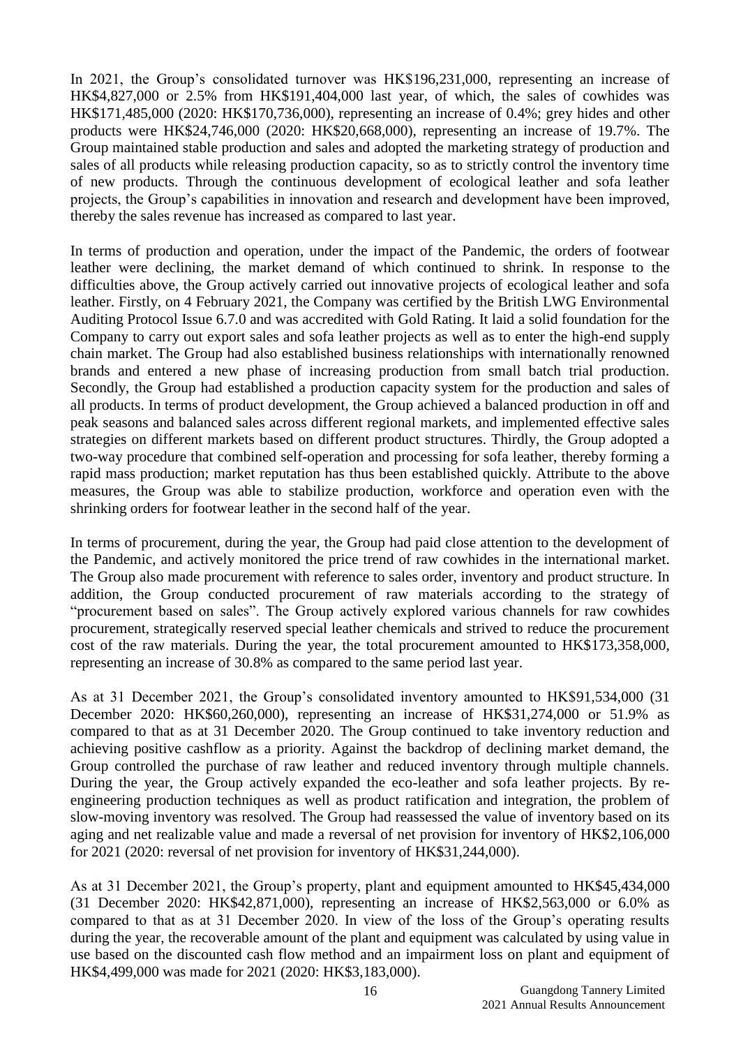In 2021, the Group's consolidated turnover was HK$196,231,000, representing an increase of HK$4,827,000 or 2.5% from HK$191,404,000 last year, of which, the sales of cowhides was HK$171,485,000 (2020: HK$170,736,000), representing an increase of 0.4%; grey hides and other products were HK$24,746,000 (2020: HK$20,668,000), representing an increase of 19.7%. The Group maintained stable production and sales and adopted the marketing strategy of production and sales of all products while releasing production capacity, so as to strictly control the inventory time of new products. Through the continuous development of ecological leather and sofa leather projects, the Group's capabilities in innovation and research and development have been improved, thereby the sales revenue has increased as compared to last year.

In terms of production and operation, under the impact of the Pandemic, the orders of footwear leather were declining, the market demand of which continued to shrink. In response to the difficulties above, the Group actively carried out innovative projects of ecological leather and sofa leather. Firstly, on 4 February 2021, the Company was certified by the British LWG Environmental Auditing Protocol Issue 6.7.0 and was accredited with Gold Rating. It laid a solid foundation for the Company to carry out export sales and sofa leather projects as well as to enter the high-end supply chain market. The Group had also established business relationships with internationally renowned brands and entered a new phase of increasing production from small batch trial production. Secondly, the Group had established a production capacity system for the production and sales of all products. In terms of product development, the Group achieved a balanced production in off and peak seasons and balanced sales across different regional markets, and implemented effective sales strategies on different markets based on different product structures. Thirdly, the Group adopted a two-way procedure that combined self-operation and processing for sofa leather, thereby forming a rapid mass production; market reputation has thus been established quickly. Attribute to the above measures, the Group was able to stabilize production, workforce and operation even with the shrinking orders for footwear leather in the second half of the year.

In terms of procurement, during the year, the Group had paid close attention to the development of the Pandemic, and actively monitored the price trend of raw cowhides in the international market. The Group also made procurement with reference to sales order, inventory and product structure. In addition, the Group conducted procurement of raw materials according to the strategy of "procurement based on sales". The Group actively explored various channels for raw cowhides procurement, strategically reserved special leather chemicals and strived to reduce the procurement cost of the raw materials. During the year, the total procurement amounted to HK$173,358,000, representing an increase of 30.8% as compared to the same period last year.

As at 31 December 2021, the Group's consolidated inventory amounted to HK$91,534,000 (31 December 2020: HK$60,260,000), representing an increase of HK$31,274,000 or 51.9% as compared to that as at 31 December 2020. The Group continued to take inventory reduction and achieving positive cashflow as a priority. Against the backdrop of declining market demand, the Group controlled the purchase of raw leather and reduced inventory through multiple channels. During the year, the Group actively expanded the eco-leather and sofa leather projects. By re-engineering production techniques as well as product ratification and integration, the problem of slow-moving inventory was resolved. The Group had reassessed the value of inventory based on its aging and net realizable value and made a reversal of net provision for inventory of HK$2,106,000 for 2021 (2020: reversal of net provision for inventory of HK$31,244,000).

As at 31 December 2021, the Group's property, plant and equipment amounted to HK$45,434,000 (31 December 2020: HK$42,871,000), representing an increase of HK$2,563,000 or 6.0% as compared to that as at 31 December 2020. In view of the loss of the Group's operating results during the year, the recoverable amount of the plant and equipment was calculated by using value in use based on the discounted cash flow method and an impairment loss on plant and equipment of HK$4,499,000 was made for 2021 (2020: HK$3,183,000).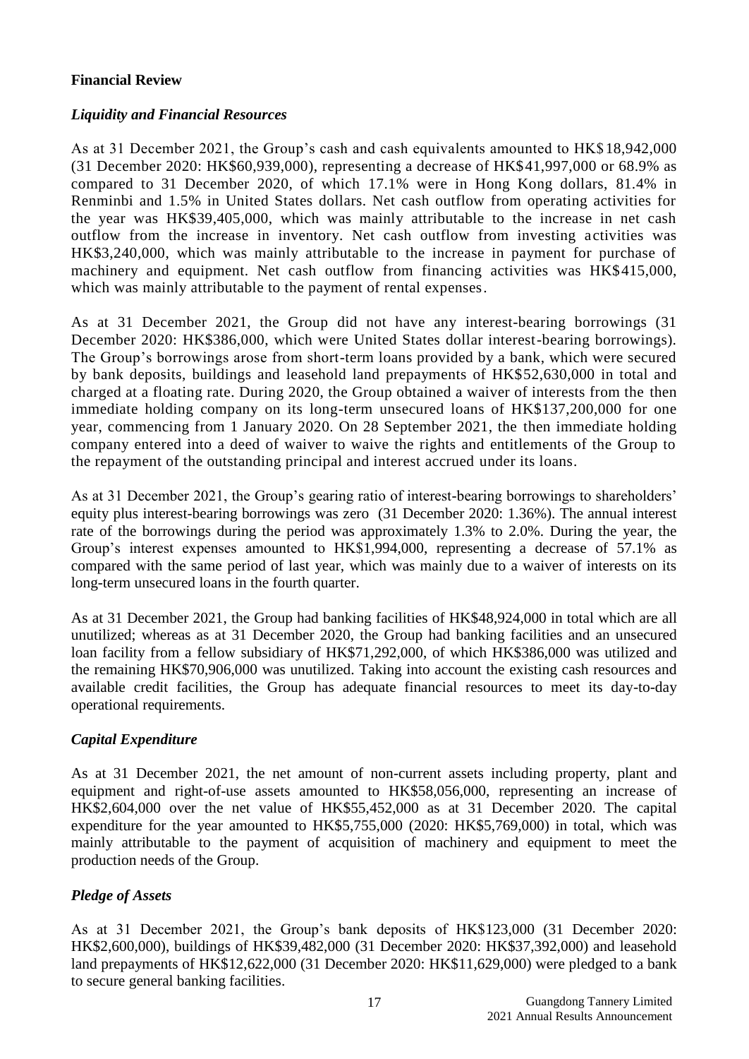## Financial Review

### *Liquidity and Financial Resources*

As at 31 December 2021, the Group's cash and cash equivalents amounted to HK$18,942,000 (31 December 2020: HK$60,939,000), representing a decrease of HK$41,997,000 or 68.9% as compared to 31 December 2020, of which 17.1% were in Hong Kong dollars, 81.4% in Renminbi and 1.5% in United States dollars. Net cash outflow from operating activities for the year was HK$39,405,000, which was mainly attributable to the increase in net cash outflow from the increase in inventory. Net cash outflow from investing activities was HK$3,240,000, which was mainly attributable to the increase in payment for purchase of machinery and equipment. Net cash outflow from financing activities was HK$415,000, which was mainly attributable to the payment of rental expenses.

As at 31 December 2021, the Group did not have any interest-bearing borrowings (31 December 2020: HK$386,000, which were United States dollar interest-bearing borrowings). The Group's borrowings arose from short-term loans provided by a bank, which were secured by bank deposits, buildings and leasehold land prepayments of HK$52,630,000 in total and charged at a floating rate. During 2020, the Group obtained a waiver of interests from the then immediate holding company on its long-term unsecured loans of HK$137,200,000 for one year, commencing from 1 January 2020. On 28 September 2021, the then immediate holding company entered into a deed of waiver to waive the rights and entitlements of the Group to the repayment of the outstanding principal and interest accrued under its loans.

As at 31 December 2021, the Group's gearing ratio of interest-bearing borrowings to shareholders' equity plus interest-bearing borrowings was zero (31 December 2020: 1.36%). The annual interest rate of the borrowings during the period was approximately 1.3% to 2.0%. During the year, the Group's interest expenses amounted to HK$1,994,000, representing a decrease of 57.1% as compared with the same period of last year, which was mainly due to a waiver of interests on its long-term unsecured loans in the fourth quarter.

As at 31 December 2021, the Group had banking facilities of HK$48,924,000 in total which are all unutilized; whereas as at 31 December 2020, the Group had banking facilities and an unsecured loan facility from a fellow subsidiary of HK$71,292,000, of which HK$386,000 was utilized and the remaining HK$70,906,000 was unutilized. Taking into account the existing cash resources and available credit facilities, the Group has adequate financial resources to meet its day-to-day operational requirements.

### *Capital Expenditure*

As at 31 December 2021, the net amount of non-current assets including property, plant and equipment and right-of-use assets amounted to HK$58,056,000, representing an increase of HK$2,604,000 over the net value of HK$55,452,000 as at 31 December 2020. The capital expenditure for the year amounted to HK$5,755,000 (2020: HK$5,769,000) in total, which was mainly attributable to the payment of acquisition of machinery and equipment to meet the production needs of the Group.

### *Pledge of Assets*

As at 31 December 2021, the Group's bank deposits of HK$123,000 (31 December 2020: HK$2,600,000), buildings of HK$39,482,000 (31 December 2020: HK$37,392,000) and leasehold land prepayments of HK$12,622,000 (31 December 2020: HK$11,629,000) were pledged to a bank to secure general banking facilities.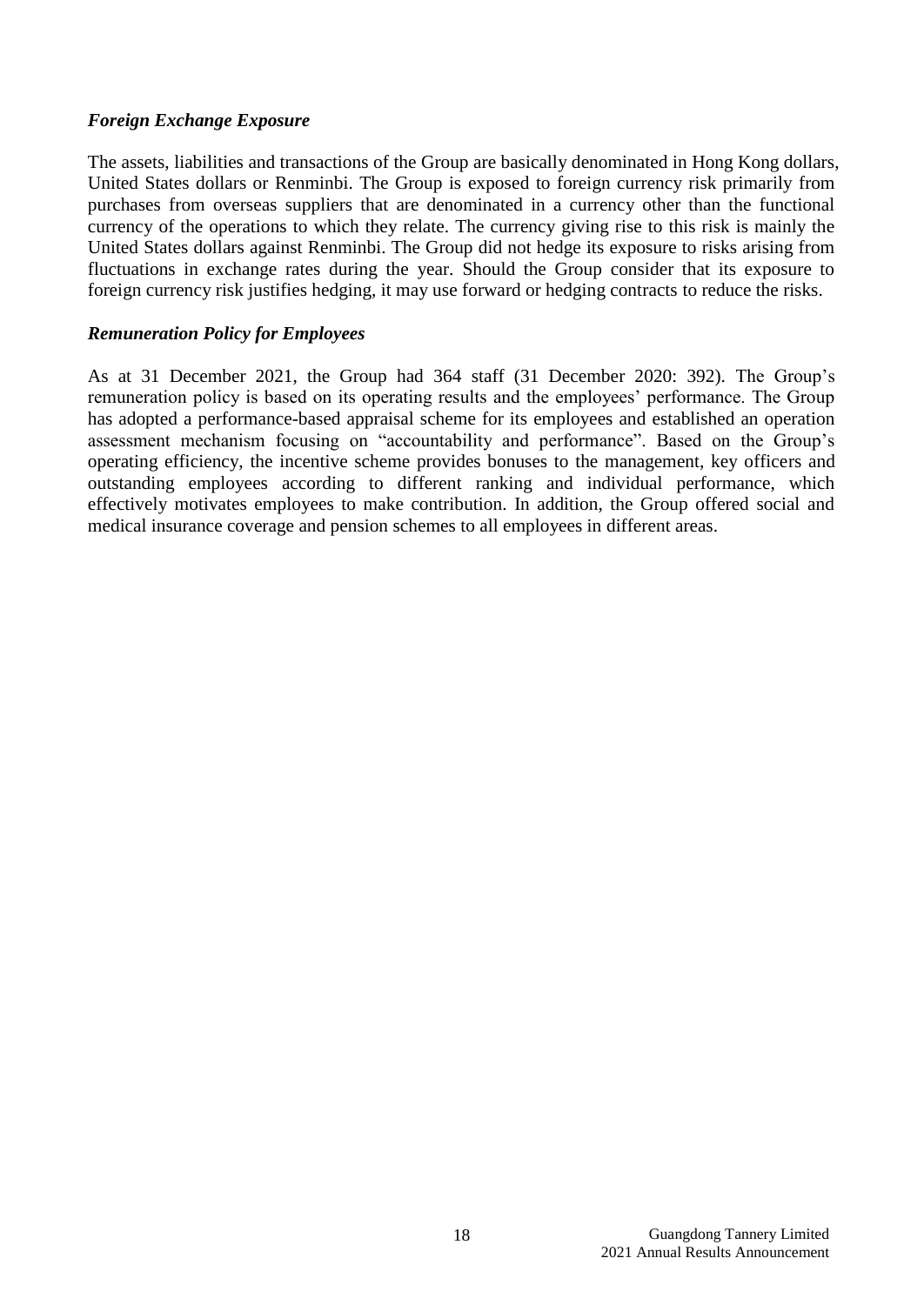### *Foreign Exchange Exposure*

The assets, liabilities and transactions of the Group are basically denominated in Hong Kong dollars, United States dollars or Renminbi. The Group is exposed to foreign currency risk primarily from purchases from overseas suppliers that are denominated in a currency other than the functional currency of the operations to which they relate. The currency giving rise to this risk is mainly the United States dollars against Renminbi. The Group did not hedge its exposure to risks arising from fluctuations in exchange rates during the year. Should the Group consider that its exposure to foreign currency risk justifies hedging, it may use forward or hedging contracts to reduce the risks.

### *Remuneration Policy for Employees*

As at 31 December 2021, the Group had 364 staff (31 December 2020: 392). The Group's remuneration policy is based on its operating results and the employees' performance. The Group has adopted a performance-based appraisal scheme for its employees and established an operation assessment mechanism focusing on "accountability and performance". Based on the Group's operating efficiency, the incentive scheme provides bonuses to the management, key officers and outstanding employees according to different ranking and individual performance, which effectively motivates employees to make contribution. In addition, the Group offered social and medical insurance coverage and pension schemes to all employees in different areas.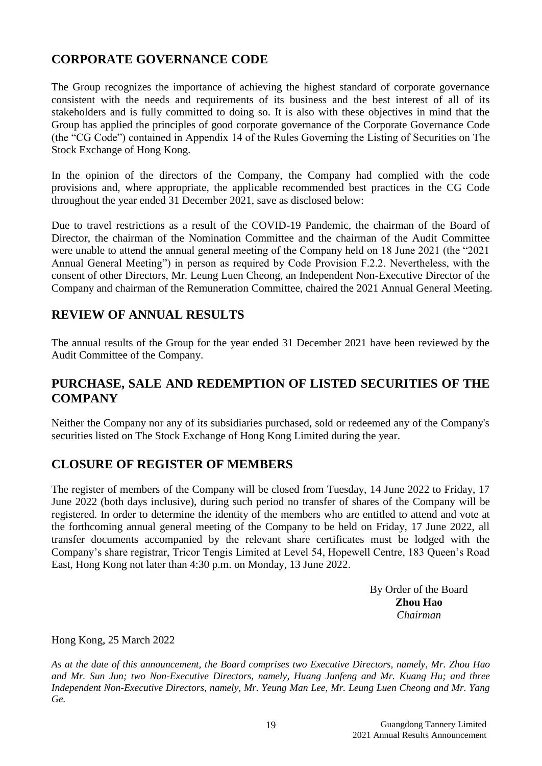## CORPORATE GOVERNANCE CODE

The Group recognizes the importance of achieving the highest standard of corporate governance consistent with the needs and requirements of its business and the best interest of all of its stakeholders and is fully committed to doing so. It is also with these objectives in mind that the Group has applied the principles of good corporate governance of the Corporate Governance Code (the "CG Code") contained in Appendix 14 of the Rules Governing the Listing of Securities on The Stock Exchange of Hong Kong.

In the opinion of the directors of the Company, the Company had complied with the code provisions and, where appropriate, the applicable recommended best practices in the CG Code throughout the year ended 31 December 2021, save as disclosed below:

Due to travel restrictions as a result of the COVID-19 Pandemic, the chairman of the Board of Director, the chairman of the Nomination Committee and the chairman of the Audit Committee were unable to attend the annual general meeting of the Company held on 18 June 2021 (the "2021 Annual General Meeting") in person as required by Code Provision F.2.2. Nevertheless, with the consent of other Directors, Mr. Leung Luen Cheong, an Independent Non-Executive Director of the Company and chairman of the Remuneration Committee, chaired the 2021 Annual General Meeting.

## REVIEW OF ANNUAL RESULTS

The annual results of the Group for the year ended 31 December 2021 have been reviewed by the Audit Committee of the Company.

## PURCHASE, SALE AND REDEMPTION OF LISTED SECURITIES OF THE COMPANY

Neither the Company nor any of its subsidiaries purchased, sold or redeemed any of the Company's securities listed on The Stock Exchange of Hong Kong Limited during the year.

## CLOSURE OF REGISTER OF MEMBERS

The register of members of the Company will be closed from Tuesday, 14 June 2022 to Friday, 17 June 2022 (both days inclusive), during such period no transfer of shares of the Company will be registered. In order to determine the identity of the members who are entitled to attend and vote at the forthcoming annual general meeting of the Company to be held on Friday, 17 June 2022, all transfer documents accompanied by the relevant share certificates must be lodged with the Company's share registrar, Tricor Tengis Limited at Level 54, Hopewell Centre, 183 Queen's Road East, Hong Kong not later than 4:30 p.m. on Monday, 13 June 2022.

By Order of the Board
**Zhou Hao**
*Chairman*

Hong Kong, 25 March 2022

*As at the date of this announcement, the Board comprises two Executive Directors, namely, Mr. Zhou Hao and Mr. Sun Jun; two Non-Executive Directors, namely, Huang Junfeng and Mr. Kuang Hu; and three Independent Non-Executive Directors, namely, Mr. Yeung Man Lee, Mr. Leung Luen Cheong and Mr. Yang Ge.*